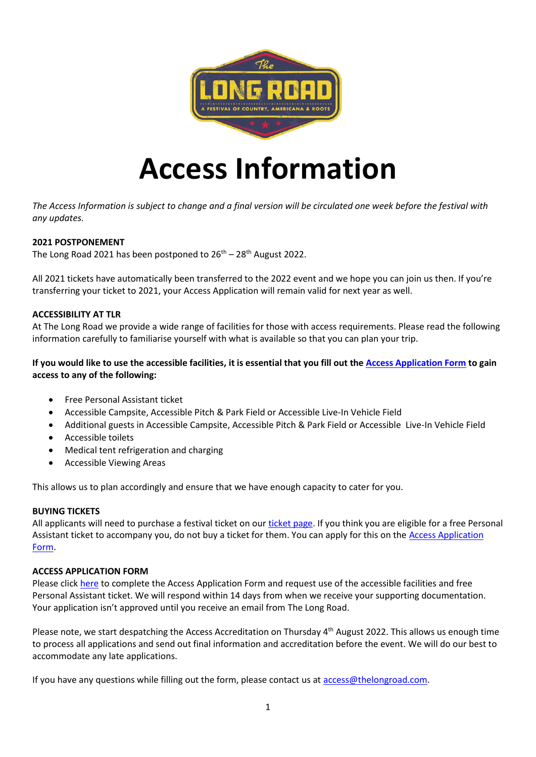# Access Information

*The Access Information is subject to change and a final version will be circulated one week before the festival with any updates.*

**2021 POSTPONEMENT**
The Long Road 2021 has been postponed to 26th – 28th August 2022.

All 2021 tickets have automatically been transferred to the 2022 event and we hope you can join us then. If you're transferring your ticket to 2021, your Access Application will remain valid for next year as well.

**ACCESSIBILITY AT TLR**
At The Long Road we provide a wide range of facilities for those with access requirements. Please read the following information carefully to familiarise yourself with what is available so that you can plan your trip.

**If you would like to use the accessible facilities, it is essential that you fill out the Access Application Form to gain access to any of the following:**

- Free Personal Assistant ticket
- Accessible Campsite, Accessible Pitch & Park Field or Accessible Live-In Vehicle Field
- Additional guests in Accessible Campsite, Accessible Pitch & Park Field or Accessible Live-In Vehicle Field
- Accessible toilets
- Medical tent refrigeration and charging
- Accessible Viewing Areas

This allows us to plan accordingly and ensure that we have enough capacity to cater for you.

**BUYING TICKETS**
All applicants will need to purchase a festival ticket on our ticket page. If you think you are eligible for a free Personal Assistant ticket to accompany you, do not buy a ticket for them. You can apply for this on the Access Application Form.

**ACCESS APPLICATION FORM**
Please click here to complete the Access Application Form and request use of the accessible facilities and free Personal Assistant ticket. We will respond within 14 days from when we receive your supporting documentation. Your application isn't approved until you receive an email from The Long Road.

Please note, we start despatching the Access Accreditation on Thursday 4th August 2022. This allows us enough time to process all applications and send out final information and accreditation before the event. We will do our best to accommodate any late applications.

If you have any questions while filling out the form, please contact us at access@thelongroad.com.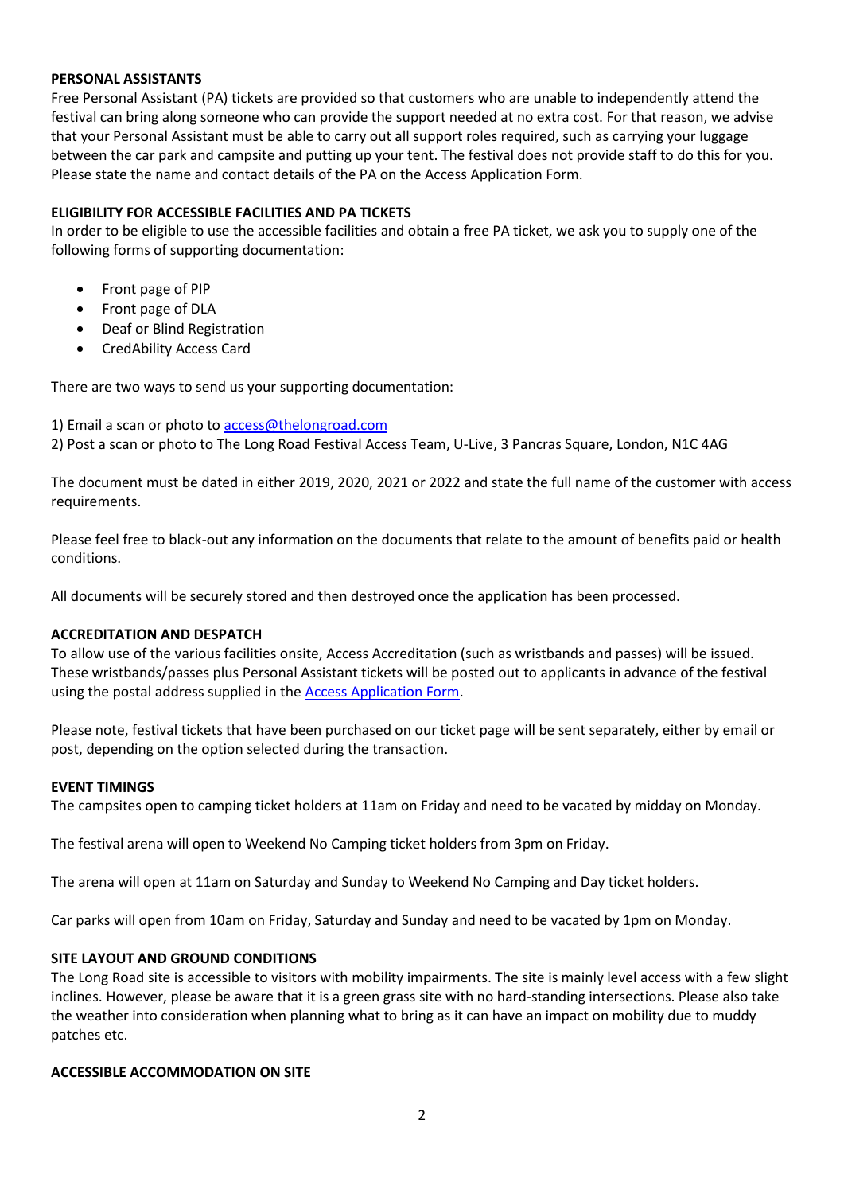## PERSONAL ASSISTANTS

Free Personal Assistant (PA) tickets are provided so that customers who are unable to independently attend the festival can bring along someone who can provide the support needed at no extra cost. For that reason, we advise that your Personal Assistant must be able to carry out all support roles required, such as carrying your luggage between the car park and campsite and putting up your tent. The festival does not provide staff to do this for you. Please state the name and contact details of the PA on the Access Application Form.

## ELIGIBILITY FOR ACCESSIBLE FACILITIES AND PA TICKETS

In order to be eligible to use the accessible facilities and obtain a free PA ticket, we ask you to supply one of the following forms of supporting documentation:

- Front page of PIP
- Front page of DLA
- Deaf or Blind Registration
- CredAbility Access Card

There are two ways to send us your supporting documentation:

1) Email a scan or photo to [access@thelongroad.com](mailto:access@thelongroad.com)
2) Post a scan or photo to The Long Road Festival Access Team, U-Live, 3 Pancras Square, London, N1C 4AG

The document must be dated in either 2019, 2020, 2021 or 2022 and state the full name of the customer with access requirements.

Please feel free to black-out any information on the documents that relate to the amount of benefits paid or health conditions.

All documents will be securely stored and then destroyed once the application has been processed.

## ACCREDITATION AND DESPATCH

To allow use of the various facilities onsite, Access Accreditation (such as wristbands and passes) will be issued. These wristbands/passes plus Personal Assistant tickets will be posted out to applicants in advance of the festival using the postal address supplied in the Access Application Form.

Please note, festival tickets that have been purchased on our ticket page will be sent separately, either by email or post, depending on the option selected during the transaction.

## EVENT TIMINGS

The campsites open to camping ticket holders at 11am on Friday and need to be vacated by midday on Monday.

The festival arena will open to Weekend No Camping ticket holders from 3pm on Friday.

The arena will open at 11am on Saturday and Sunday to Weekend No Camping and Day ticket holders.

Car parks will open from 10am on Friday, Saturday and Sunday and need to be vacated by 1pm on Monday.

## SITE LAYOUT AND GROUND CONDITIONS

The Long Road site is accessible to visitors with mobility impairments. The site is mainly level access with a few slight inclines. However, please be aware that it is a green grass site with no hard-standing intersections. Please also take the weather into consideration when planning what to bring as it can have an impact on mobility due to muddy patches etc.

## ACCESSIBLE ACCOMMODATION ON SITE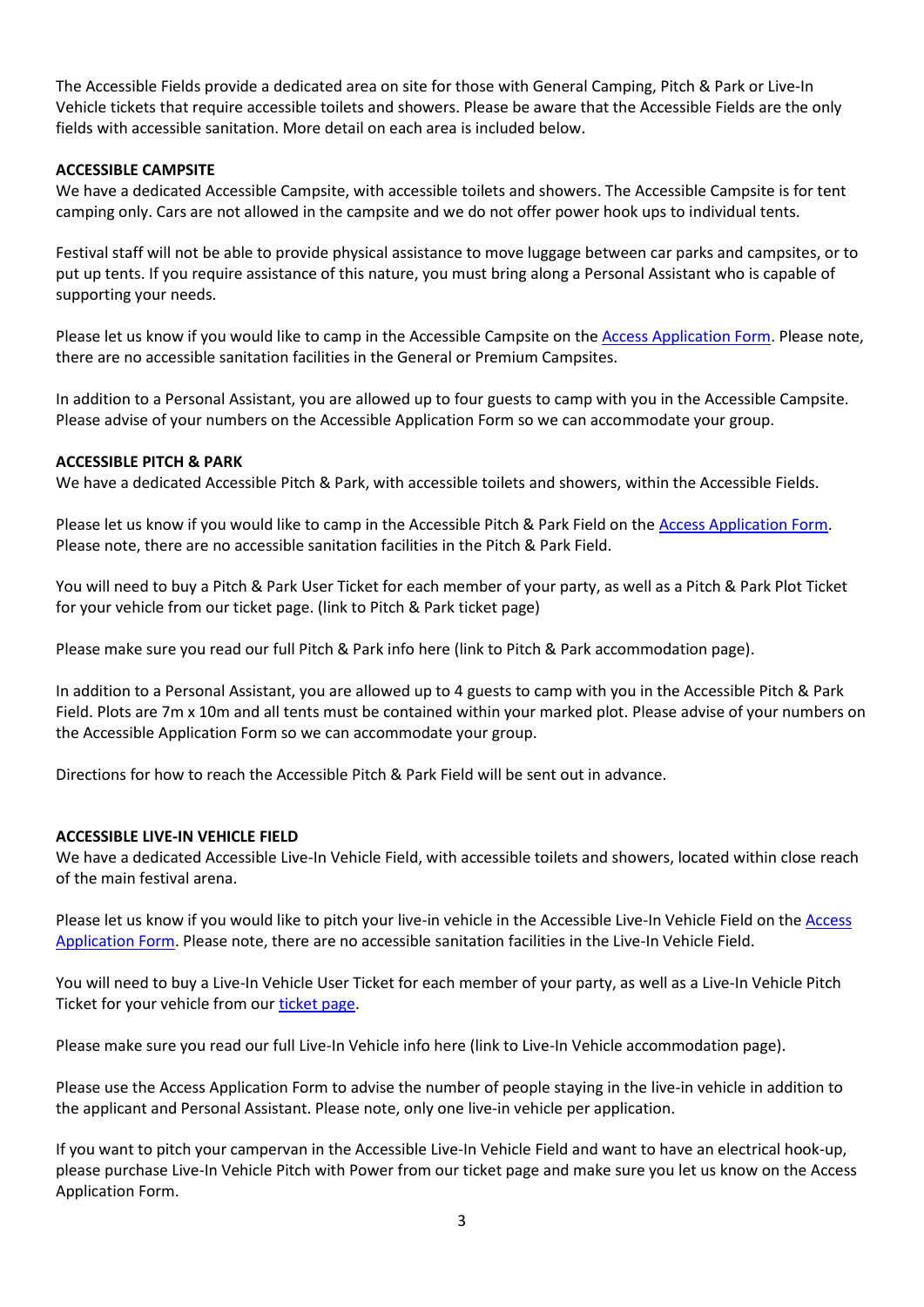The Accessible Fields provide a dedicated area on site for those with General Camping, Pitch & Park or Live-In Vehicle tickets that require accessible toilets and showers. Please be aware that the Accessible Fields are the only fields with accessible sanitation. More detail on each area is included below.

**ACCESSIBLE CAMPSITE**

We have a dedicated Accessible Campsite, with accessible toilets and showers. The Accessible Campsite is for tent camping only. Cars are not allowed in the campsite and we do not offer power hook ups to individual tents.

Festival staff will not be able to provide physical assistance to move luggage between car parks and campsites, or to put up tents. If you require assistance of this nature, you must bring along a Personal Assistant who is capable of supporting your needs.

Please let us know if you would like to camp in the Accessible Campsite on the Access Application Form. Please note, there are no accessible sanitation facilities in the General or Premium Campsites.

In addition to a Personal Assistant, you are allowed up to four guests to camp with you in the Accessible Campsite. Please advise of your numbers on the Accessible Application Form so we can accommodate your group.

**ACCESSIBLE PITCH & PARK**

We have a dedicated Accessible Pitch & Park, with accessible toilets and showers, within the Accessible Fields.

Please let us know if you would like to camp in the Accessible Pitch & Park Field on the Access Application Form. Please note, there are no accessible sanitation facilities in the Pitch & Park Field.

You will need to buy a Pitch & Park User Ticket for each member of your party, as well as a Pitch & Park Plot Ticket for your vehicle from our ticket page. (link to Pitch & Park ticket page)

Please make sure you read our full Pitch & Park info here (link to Pitch & Park accommodation page).

In addition to a Personal Assistant, you are allowed up to 4 guests to camp with you in the Accessible Pitch & Park Field. Plots are 7m x 10m and all tents must be contained within your marked plot. Please advise of your numbers on the Accessible Application Form so we can accommodate your group.

Directions for how to reach the Accessible Pitch & Park Field will be sent out in advance.

**ACCESSIBLE LIVE-IN VEHICLE FIELD**

We have a dedicated Accessible Live-In Vehicle Field, with accessible toilets and showers, located within close reach of the main festival arena.

Please let us know if you would like to pitch your live-in vehicle in the Accessible Live-In Vehicle Field on the Access Application Form. Please note, there are no accessible sanitation facilities in the Live-In Vehicle Field.

You will need to buy a Live-In Vehicle User Ticket for each member of your party, as well as a Live-In Vehicle Pitch Ticket for your vehicle from our ticket page.

Please make sure you read our full Live-In Vehicle info here (link to Live-In Vehicle accommodation page).

Please use the Access Application Form to advise the number of people staying in the live-in vehicle in addition to the applicant and Personal Assistant. Please note, only one live-in vehicle per application.

If you want to pitch your campervan in the Accessible Live-In Vehicle Field and want to have an electrical hook-up, please purchase Live-In Vehicle Pitch with Power from our ticket page and make sure you let us know on the Access Application Form.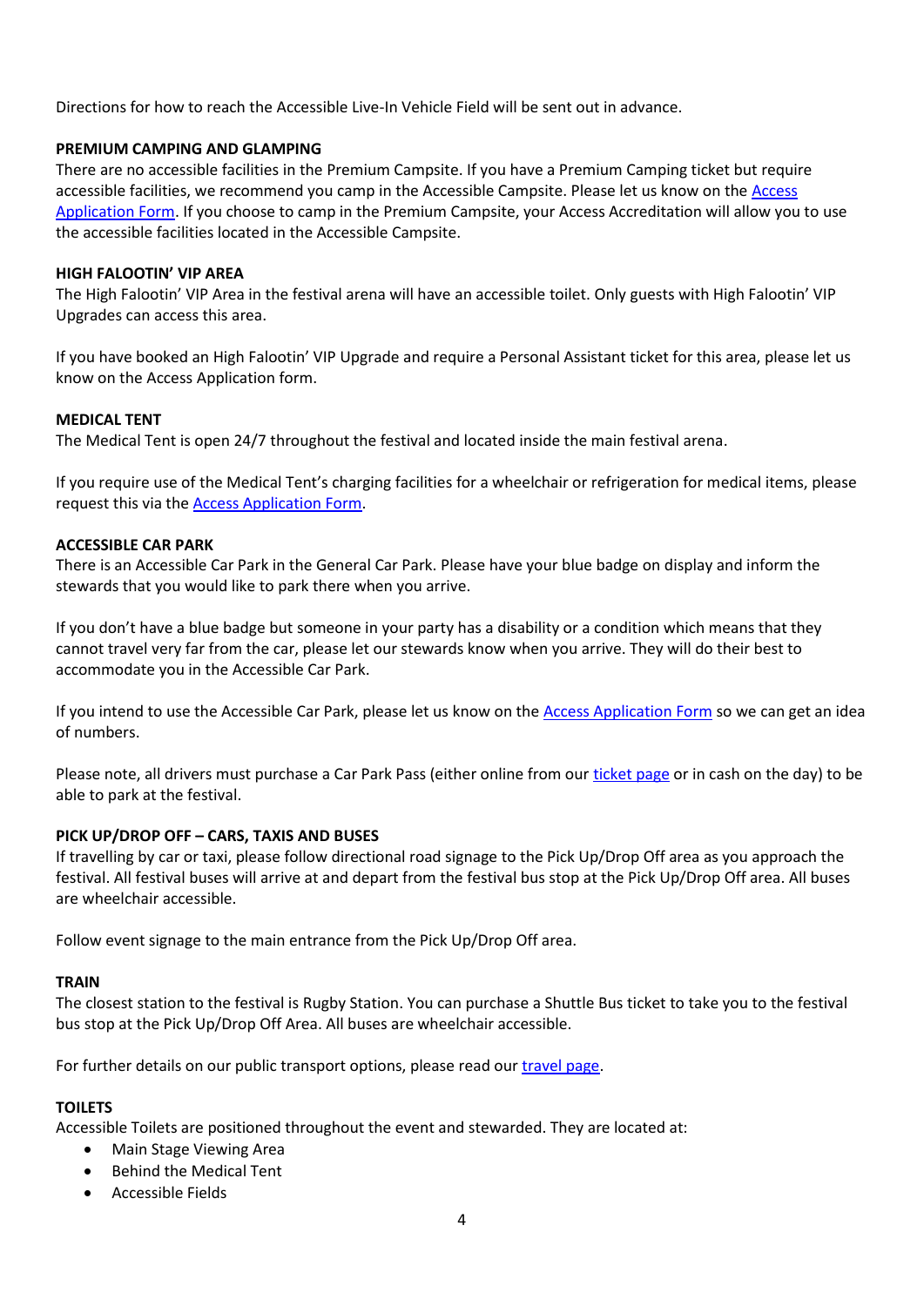Directions for how to reach the Accessible Live-In Vehicle Field will be sent out in advance.

**PREMIUM CAMPING AND GLAMPING**

There are no accessible facilities in the Premium Campsite. If you have a Premium Camping ticket but require accessible facilities, we recommend you camp in the Accessible Campsite. Please let us know on the Access Application Form. If you choose to camp in the Premium Campsite, your Access Accreditation will allow you to use the accessible facilities located in the Accessible Campsite.

**HIGH FALOOTIN' VIP AREA**

The High Falootin' VIP Area in the festival arena will have an accessible toilet. Only guests with High Falootin' VIP Upgrades can access this area.

If you have booked an High Falootin' VIP Upgrade and require a Personal Assistant ticket for this area, please let us know on the Access Application form.

**MEDICAL TENT**

The Medical Tent is open 24/7 throughout the festival and located inside the main festival arena.

If you require use of the Medical Tent's charging facilities for a wheelchair or refrigeration for medical items, please request this via the Access Application Form.

**ACCESSIBLE CAR PARK**

There is an Accessible Car Park in the General Car Park. Please have your blue badge on display and inform the stewards that you would like to park there when you arrive.

If you don't have a blue badge but someone in your party has a disability or a condition which means that they cannot travel very far from the car, please let our stewards know when you arrive. They will do their best to accommodate you in the Accessible Car Park.

If you intend to use the Accessible Car Park, please let us know on the Access Application Form so we can get an idea of numbers.

Please note, all drivers must purchase a Car Park Pass (either online from our ticket page or in cash on the day) to be able to park at the festival.

**PICK UP/DROP OFF – CARS, TAXIS AND BUSES**

If travelling by car or taxi, please follow directional road signage to the Pick Up/Drop Off area as you approach the festival. All festival buses will arrive at and depart from the festival bus stop at the Pick Up/Drop Off area. All buses are wheelchair accessible.

Follow event signage to the main entrance from the Pick Up/Drop Off area.

**TRAIN**

The closest station to the festival is Rugby Station. You can purchase a Shuttle Bus ticket to take you to the festival bus stop at the Pick Up/Drop Off Area. All buses are wheelchair accessible.

For further details on our public transport options, please read our travel page.

**TOILETS**

Accessible Toilets are positioned throughout the event and stewarded. They are located at:

- Main Stage Viewing Area
- Behind the Medical Tent
- Accessible Fields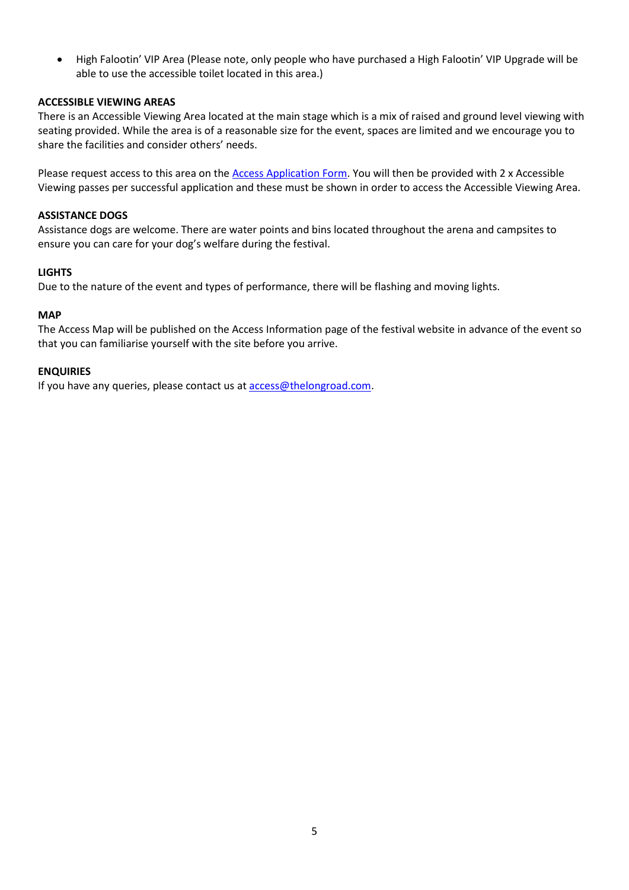- High Falootin' VIP Area (Please note, only people who have purchased a High Falootin' VIP Upgrade will be able to use the accessible toilet located in this area.)

**ACCESSIBLE VIEWING AREAS**

There is an Accessible Viewing Area located at the main stage which is a mix of raised and ground level viewing with seating provided. While the area is of a reasonable size for the event, spaces are limited and we encourage you to share the facilities and consider others' needs.

Please request access to this area on the Access Application Form. You will then be provided with 2 x Accessible Viewing passes per successful application and these must be shown in order to access the Accessible Viewing Area.

**ASSISTANCE DOGS**

Assistance dogs are welcome. There are water points and bins located throughout the arena and campsites to ensure you can care for your dog's welfare during the festival.

**LIGHTS**

Due to the nature of the event and types of performance, there will be flashing and moving lights.

**MAP**

The Access Map will be published on the Access Information page of the festival website in advance of the event so that you can familiarise yourself with the site before you arrive.

**ENQUIRIES**

If you have any queries, please contact us at access@thelongroad.com.